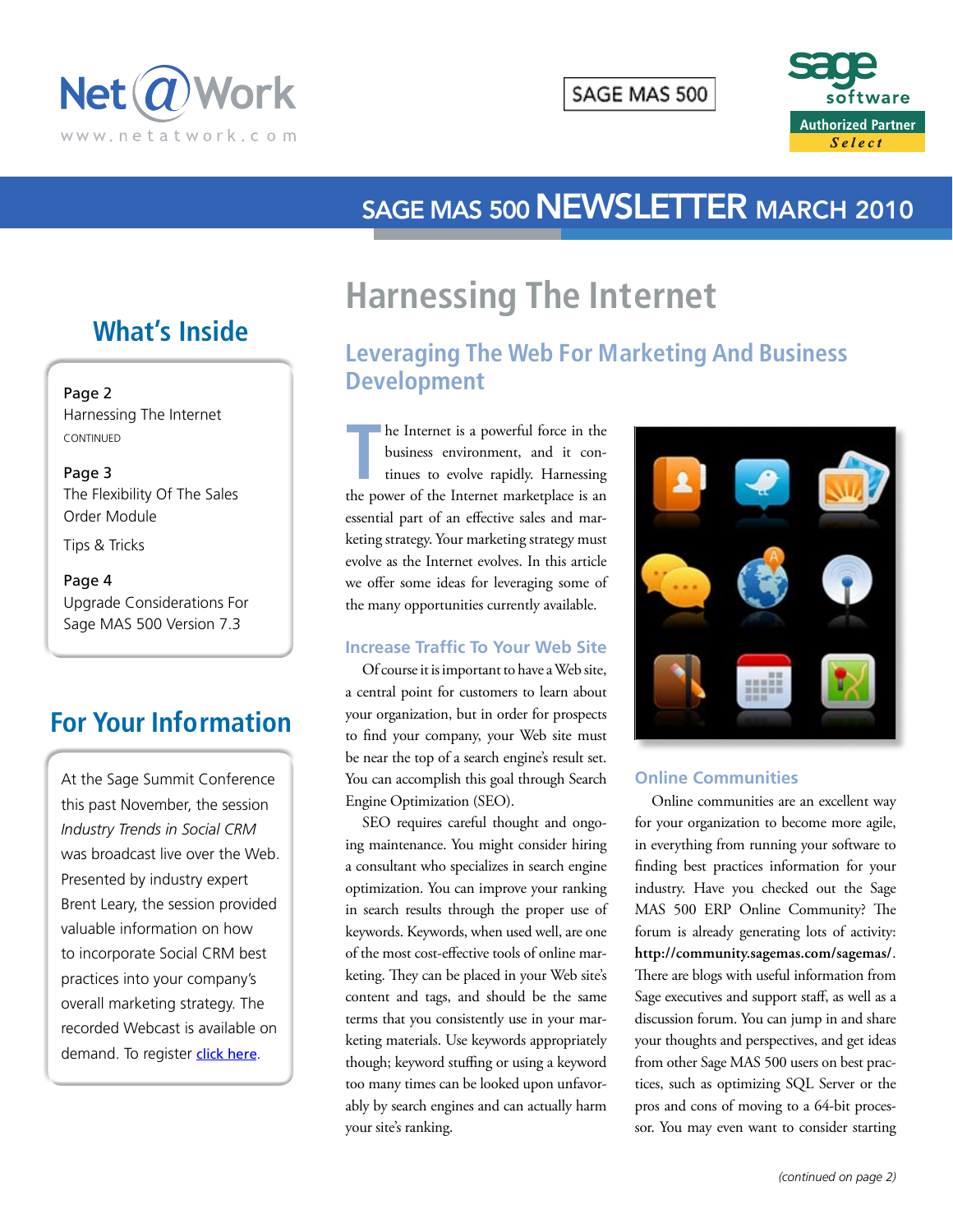Net@Work
www.netatwork.com

SAGE MAS 500

sage software
Authorized Partner
Select

# SAGE MAS 500 NEWSLETTER MARCH 2010

## What's Inside

Page 2
Harnessing The Internet
CONTINUED

Page 3
The Flexibility Of The Sales Order Module

Tips & Tricks

Page 4
Upgrade Considerations For Sage MAS 500 Version 7.3

## For Your Information

At the Sage Summit Conference this past November, the session *Industry Trends in Social CRM* was broadcast live over the Web. Presented by industry expert Brent Leary, the session provided valuable information on how to incorporate Social CRM best practices into your company's overall marketing strategy. The recorded Webcast is available on demand. To register click here.

# Harnessing The Internet

## Leveraging The Web For Marketing And Business Development

The Internet is a powerful force in the business environment, and it continues to evolve rapidly. Harnessing the power of the Internet marketplace is an essential part of an effective sales and marketing strategy. Your marketing strategy must evolve as the Internet evolves. In this article we offer some ideas for leveraging some of the many opportunities currently available.

### Increase Traffic To Your Web Site

Of course it is important to have a Web site, a central point for customers to learn about your organization, but in order for prospects to find your company, your Web site must be near the top of a search engine's result set. You can accomplish this goal through Search Engine Optimization (SEO).

SEO requires careful thought and ongoing maintenance. You might consider hiring a consultant who specializes in search engine optimization. You can improve your ranking in search results through the proper use of keywords. Keywords, when used well, are one of the most cost-effective tools of online marketing. They can be placed in your Web site's content and tags, and should be the same terms that you consistently use in your marketing materials. Use keywords appropriately though; keyword stuffing or using a keyword too many times can be looked upon unfavorably by search engines and can actually harm your site's ranking.

### Online Communities

Online communities are an excellent way for your organization to become more agile, in everything from running your software to finding best practices information for your industry. Have you checked out the Sage MAS 500 ERP Online Community? The forum is already generating lots of activity: **http://community.sagemas.com/sagemas/**. There are blogs with useful information from Sage executives and support staff, as well as a discussion forum. You can jump in and share your thoughts and perspectives, and get ideas from other Sage MAS 500 users on best practices, such as optimizing SQL Server or the pros and cons of moving to a 64-bit processor. You may even want to consider starting

*(continued on page 2)*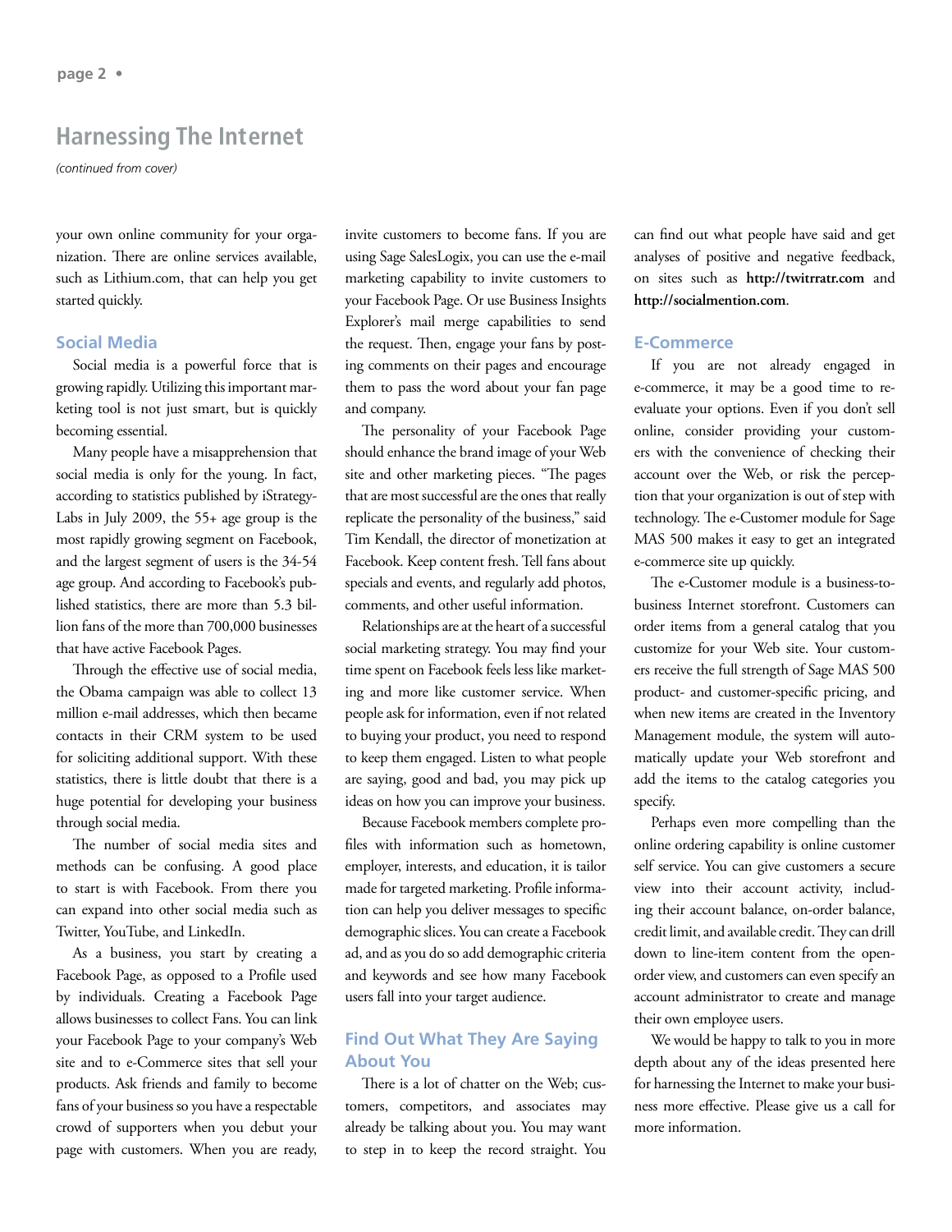## Harnessing The Internet

*(continued from cover)*

your own online community for your organization. There are online services available, such as Lithium.com, that can help you get started quickly.

### Social Media

Social media is a powerful force that is growing rapidly. Utilizing this important marketing tool is not just smart, but is quickly becoming essential.

Many people have a misapprehension that social media is only for the young. In fact, according to statistics published by iStrategyLabs in July 2009, the 55+ age group is the most rapidly growing segment on Facebook, and the largest segment of users is the 34-54 age group. And according to Facebook's published statistics, there are more than 5.3 billion fans of the more than 700,000 businesses that have active Facebook Pages.

Through the effective use of social media, the Obama campaign was able to collect 13 million e-mail addresses, which then became contacts in their CRM system to be used for soliciting additional support. With these statistics, there is little doubt that there is a huge potential for developing your business through social media.

The number of social media sites and methods can be confusing. A good place to start is with Facebook. From there you can expand into other social media such as Twitter, YouTube, and LinkedIn.

As a business, you start by creating a Facebook Page, as opposed to a Profile used by individuals. Creating a Facebook Page allows businesses to collect Fans. You can link your Facebook Page to your company's Web site and to e-Commerce sites that sell your products. Ask friends and family to become fans of your business so you have a respectable crowd of supporters when you debut your page with customers. When you are ready, invite customers to become fans. If you are using Sage SalesLogix, you can use the e-mail marketing capability to invite customers to your Facebook Page. Or use Business Insights Explorer's mail merge capabilities to send the request. Then, engage your fans by posting comments on their pages and encourage them to pass the word about your fan page and company.

The personality of your Facebook Page should enhance the brand image of your Web site and other marketing pieces. "The pages that are most successful are the ones that really replicate the personality of the business," said Tim Kendall, the director of monetization at Facebook. Keep content fresh. Tell fans about specials and events, and regularly add photos, comments, and other useful information.

Relationships are at the heart of a successful social marketing strategy. You may find your time spent on Facebook feels less like marketing and more like customer service. When people ask for information, even if not related to buying your product, you need to respond to keep them engaged. Listen to what people are saying, good and bad, you may pick up ideas on how you can improve your business.

Because Facebook members complete profiles with information such as hometown, employer, interests, and education, it is tailor made for targeted marketing. Profile information can help you deliver messages to specific demographic slices. You can create a Facebook ad, and as you do so add demographic criteria and keywords and see how many Facebook users fall into your target audience.

### Find Out What They Are Saying About You

There is a lot of chatter on the Web; customers, competitors, and associates may already be talking about you. You may want to step in to keep the record straight. You can find out what people have said and get analyses of positive and negative feedback, on sites such as **http://twitrratr.com** and **http://socialmention.com**.

### E-Commerce

If you are not already engaged in e-commerce, it may be a good time to re-evaluate your options. Even if you don't sell online, consider providing your customers with the convenience of checking their account over the Web, or risk the perception that your organization is out of step with technology. The e-Customer module for Sage MAS 500 makes it easy to get an integrated e-commerce site up quickly.

The e-Customer module is a business-to-business Internet storefront. Customers can order items from a general catalog that you customize for your Web site. Your customers receive the full strength of Sage MAS 500 product- and customer-specific pricing, and when new items are created in the Inventory Management module, the system will automatically update your Web storefront and add the items to the catalog categories you specify.

Perhaps even more compelling than the online ordering capability is online customer self service. You can give customers a secure view into their account activity, including their account balance, on-order balance, credit limit, and available credit. They can drill down to line-item content from the open-order view, and customers can even specify an account administrator to create and manage their own employee users.

We would be happy to talk to you in more depth about any of the ideas presented here for harnessing the Internet to make your business more effective. Please give us a call for more information.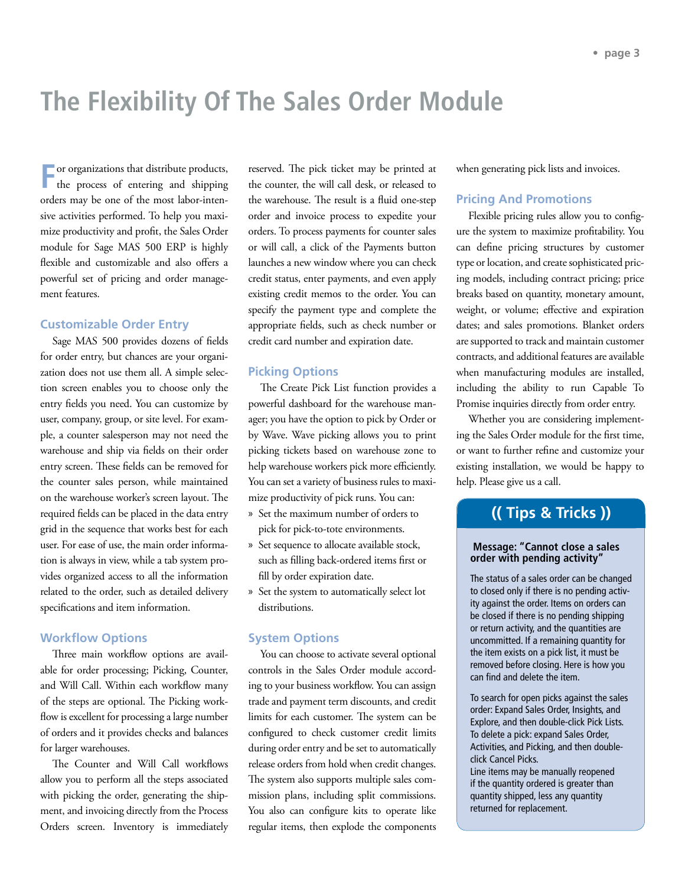# The Flexibility Of The Sales Order Module

For organizations that distribute products, the process of entering and shipping orders may be one of the most labor-intensive activities performed. To help you maximize productivity and profit, the Sales Order module for Sage MAS 500 ERP is highly flexible and customizable and also offers a powerful set of pricing and order management features.

## Customizable Order Entry

Sage MAS 500 provides dozens of fields for order entry, but chances are your organization does not use them all. A simple selection screen enables you to choose only the entry fields you need. You can customize by user, company, group, or site level. For example, a counter salesperson may not need the warehouse and ship via fields on their order entry screen. These fields can be removed for the counter sales person, while maintained on the warehouse worker's screen layout. The required fields can be placed in the data entry grid in the sequence that works best for each user. For ease of use, the main order information is always in view, while a tab system provides organized access to all the information related to the order, such as detailed delivery specifications and item information.

## Workflow Options

Three main workflow options are available for order processing; Picking, Counter, and Will Call. Within each workflow many of the steps are optional. The Picking workflow is excellent for processing a large number of orders and it provides checks and balances for larger warehouses.

The Counter and Will Call workflows allow you to perform all the steps associated with picking the order, generating the shipment, and invoicing directly from the Process Orders screen. Inventory is immediately reserved. The pick ticket may be printed at the counter, the will call desk, or released to the warehouse. The result is a fluid one-step order and invoice process to expedite your orders. To process payments for counter sales or will call, a click of the Payments button launches a new window where you can check credit status, enter payments, and even apply existing credit memos to the order. You can specify the payment type and complete the appropriate fields, such as check number or credit card number and expiration date.

## Picking Options

The Create Pick List function provides a powerful dashboard for the warehouse manager; you have the option to pick by Order or by Wave. Wave picking allows you to print picking tickets based on warehouse zone to help warehouse workers pick more efficiently. You can set a variety of business rules to maximize productivity of pick runs. You can:

» Set the maximum number of orders to pick for pick-to-tote environments.

» Set sequence to allocate available stock, such as filling back-ordered items first or fill by order expiration date.

» Set the system to automatically select lot distributions.

## System Options

You can choose to activate several optional controls in the Sales Order module according to your business workflow. You can assign trade and payment term discounts, and credit limits for each customer. The system can be configured to check customer credit limits during order entry and be set to automatically release orders from hold when credit changes. The system also supports multiple sales commission plans, including split commissions. You also can configure kits to operate like regular items, then explode the components when generating pick lists and invoices.

## Pricing And Promotions

Flexible pricing rules allow you to configure the system to maximize profitability. You can define pricing structures by customer type or location, and create sophisticated pricing models, including contract pricing; price breaks based on quantity, monetary amount, weight, or volume; effective and expiration dates; and sales promotions. Blanket orders are supported to track and maintain customer contracts, and additional features are available when manufacturing modules are installed, including the ability to run Capable To Promise inquiries directly from order entry.

Whether you are considering implementing the Sales Order module for the first time, or want to further refine and customize your existing installation, we would be happy to help. Please give us a call.

## (( Tips & Tricks ))

**Message: "Cannot close a sales order with pending activity"**

The status of a sales order can be changed to closed only if there is no pending activity against the order. Items on orders can be closed if there is no pending shipping or return activity, and the quantities are uncommitted. If a remaining quantity for the item exists on a pick list, it must be removed before closing. Here is how you can find and delete the item.

To search for open picks against the sales order: Expand Sales Order, Insights, and Explore, and then double-click Pick Lists. To delete a pick: expand Sales Order, Activities, and Picking, and then double-click Cancel Picks.
Line items may be manually reopened if the quantity ordered is greater than quantity shipped, less any quantity returned for replacement.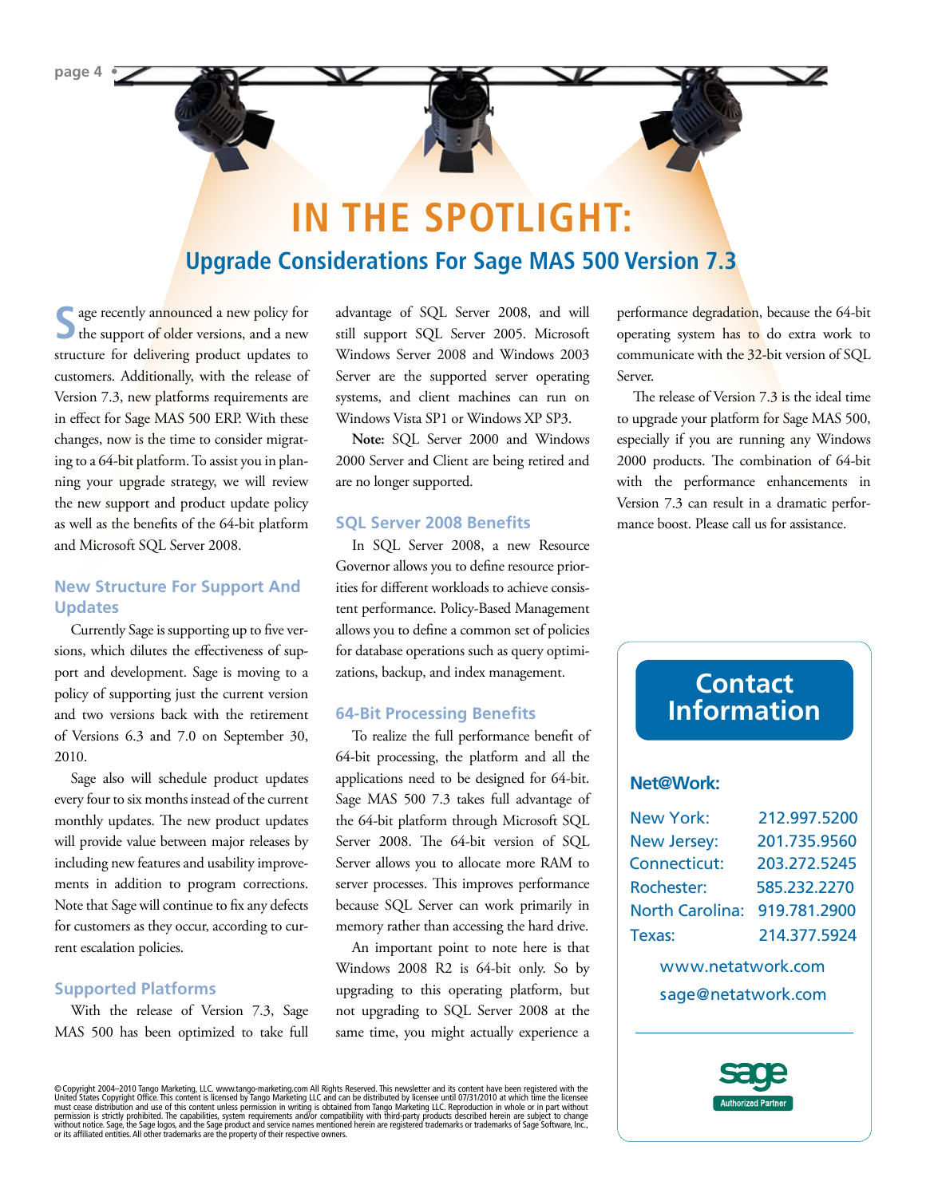# IN THE SPOTLIGHT:

## Upgrade Considerations For Sage MAS 500 Version 7.3

Sage recently announced a new policy for the support of older versions, and a new structure for delivering product updates to customers. Additionally, with the release of Version 7.3, new platforms requirements are in effect for Sage MAS 500 ERP. With these changes, now is the time to consider migrating to a 64-bit platform. To assist you in planning your upgrade strategy, we will review the new support and product update policy as well as the benefits of the 64-bit platform and Microsoft SQL Server 2008.

### New Structure For Support And Updates

Currently Sage is supporting up to five versions, which dilutes the effectiveness of support and development. Sage is moving to a policy of supporting just the current version and two versions back with the retirement of Versions 6.3 and 7.0 on September 30, 2010.

Sage also will schedule product updates every four to six months instead of the current monthly updates. The new product updates will provide value between major releases by including new features and usability improvements in addition to program corrections. Note that Sage will continue to fix any defects for customers as they occur, according to current escalation policies.

### Supported Platforms

With the release of Version 7.3, Sage MAS 500 has been optimized to take full advantage of SQL Server 2008, and will still support SQL Server 2005. Microsoft Windows Server 2008 and Windows 2003 Server are the supported server operating systems, and client machines can run on Windows Vista SP1 or Windows XP SP3.

**Note:** SQL Server 2000 and Windows 2000 Server and Client are being retired and are no longer supported.

### SQL Server 2008 Benefits

In SQL Server 2008, a new Resource Governor allows you to define resource priorities for different workloads to achieve consistent performance. Policy-Based Management allows you to define a common set of policies for database operations such as query optimizations, backup, and index management.

### 64-Bit Processing Benefits

To realize the full performance benefit of 64-bit processing, the platform and all the applications need to be designed for 64-bit. Sage MAS 500 7.3 takes full advantage of the 64-bit platform through Microsoft SQL Server 2008. The 64-bit version of SQL Server allows you to allocate more RAM to server processes. This improves performance because SQL Server can work primarily in memory rather than accessing the hard drive.

An important point to note here is that Windows 2008 R2 is 64-bit only. So by upgrading to this operating platform, but not upgrading to SQL Server 2008 at the same time, you might actually experience a performance degradation, because the 64-bit operating system has to do extra work to communicate with the 32-bit version of SQL Server.

The release of Version 7.3 is the ideal time to upgrade your platform for Sage MAS 500, especially if you are running any Windows 2000 products. The combination of 64-bit with the performance enhancements in Version 7.3 can result in a dramatic performance boost. Please call us for assistance.

## Contact Information

**Net@Work:**

| | |
|---|---|
| New York: | 212.997.5200 |
| New Jersey: | 201.735.9560 |
| Connecticut: | 203.272.5245 |
| Rochester: | 585.232.2270 |
| North Carolina: | 919.781.2900 |
| Texas: | 214.377.5924 |

www.netatwork.com

sage@netatwork.com

sage Authorized Partner

© Copyright 2004–2010 Tango Marketing, LLC. www.tango-marketing.com All Rights Reserved. This newsletter and its content have been registered with the United States Copyright Office. This content is licensed by Tango Marketing LLC and can be distributed by licensee until 07/31/2010 at which time the licensee must cease distribution and use of this content unless permission in writing is obtained from Tango Marketing LLC. Reproduction in whole or in part without permission is strictly prohibited. The capabilities, system requirements and/or compatibility with third-party products described herein are subject to change without notice. Sage, the Sage logos, and the Sage product and service names mentioned herein are registered trademarks or trademarks of Sage Software, Inc., or its affiliated entities. All other trademarks are the property of their respective owners.